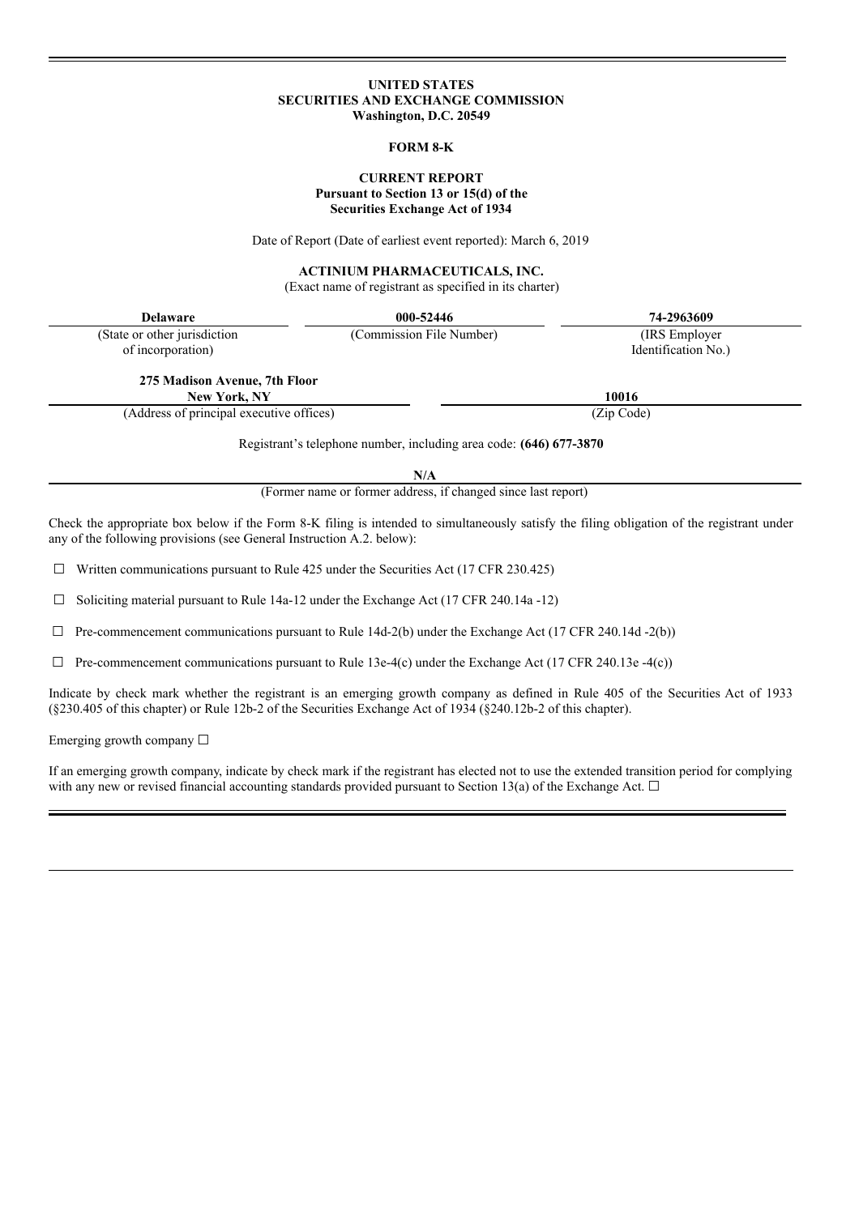**UNITED STATES**
**SECURITIES AND EXCHANGE COMMISSION**
**Washington, D.C. 20549**

**FORM 8-K**

**CURRENT REPORT**
**Pursuant to Section 13 or 15(d) of the**
**Securities Exchange Act of 1934**

Date of Report (Date of earliest event reported): March 6, 2019

**ACTINIUM PHARMACEUTICALS, INC.**
(Exact name of registrant as specified in its charter)

| **Delaware** | **000-52446** | **74-2963609** |
|---|---|---|
| (State or other jurisdiction of incorporation) | (Commission File Number) | (IRS Employer Identification No.) |

| **275 Madison Avenue, 7th Floor New York, NY** | **10016** |
|---|---|
| (Address of principal executive offices) | (Zip Code) |

Registrant's telephone number, including area code: **(646) 677-3870**

**N/A**
(Former name or former address, if changed since last report)

Check the appropriate box below if the Form 8-K filing is intended to simultaneously satisfy the filing obligation of the registrant under any of the following provisions (see General Instruction A.2. below):

☐ Written communications pursuant to Rule 425 under the Securities Act (17 CFR 230.425)

☐ Soliciting material pursuant to Rule 14a-12 under the Exchange Act (17 CFR 240.14a -12)

☐ Pre-commencement communications pursuant to Rule 14d-2(b) under the Exchange Act (17 CFR 240.14d -2(b))

☐ Pre-commencement communications pursuant to Rule 13e-4(c) under the Exchange Act (17 CFR 240.13e -4(c))

Indicate by check mark whether the registrant is an emerging growth company as defined in Rule 405 of the Securities Act of 1933 (§230.405 of this chapter) or Rule 12b-2 of the Securities Exchange Act of 1934 (§240.12b-2 of this chapter).

Emerging growth company ☐

If an emerging growth company, indicate by check mark if the registrant has elected not to use the extended transition period for complying with any new or revised financial accounting standards provided pursuant to Section 13(a) of the Exchange Act. ☐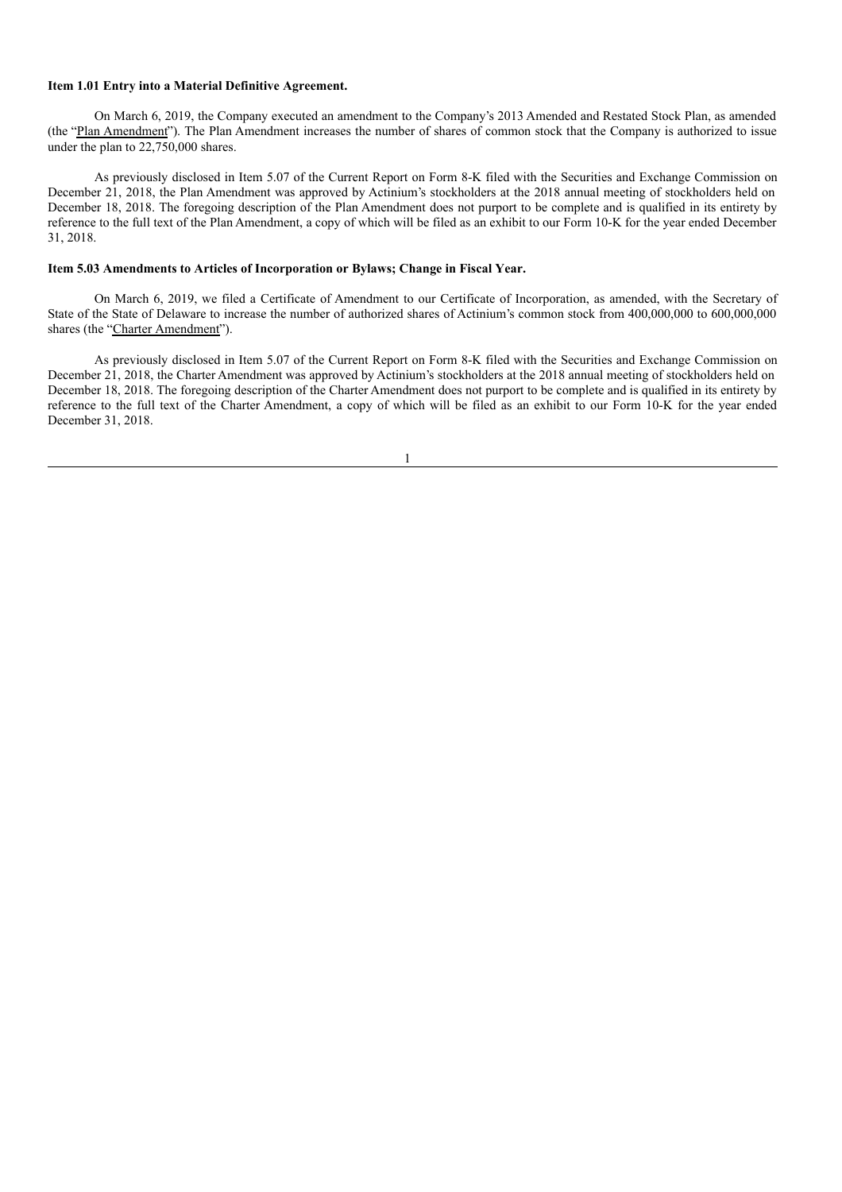**Item 1.01 Entry into a Material Definitive Agreement.**

On March 6, 2019, the Company executed an amendment to the Company's 2013 Amended and Restated Stock Plan, as amended (the "Plan Amendment"). The Plan Amendment increases the number of shares of common stock that the Company is authorized to issue under the plan to 22,750,000 shares.

As previously disclosed in Item 5.07 of the Current Report on Form 8-K filed with the Securities and Exchange Commission on December 21, 2018, the Plan Amendment was approved by Actinium's stockholders at the 2018 annual meeting of stockholders held on December 18, 2018. The foregoing description of the Plan Amendment does not purport to be complete and is qualified in its entirety by reference to the full text of the Plan Amendment, a copy of which will be filed as an exhibit to our Form 10-K for the year ended December 31, 2018.

**Item 5.03 Amendments to Articles of Incorporation or Bylaws; Change in Fiscal Year.**

On March 6, 2019, we filed a Certificate of Amendment to our Certificate of Incorporation, as amended, with the Secretary of State of the State of Delaware to increase the number of authorized shares of Actinium's common stock from 400,000,000 to 600,000,000 shares (the "Charter Amendment").

As previously disclosed in Item 5.07 of the Current Report on Form 8-K filed with the Securities and Exchange Commission on December 21, 2018, the Charter Amendment was approved by Actinium's stockholders at the 2018 annual meeting of stockholders held on December 18, 2018. The foregoing description of the Charter Amendment does not purport to be complete and is qualified in its entirety by reference to the full text of the Charter Amendment, a copy of which will be filed as an exhibit to our Form 10-K for the year ended December 31, 2018.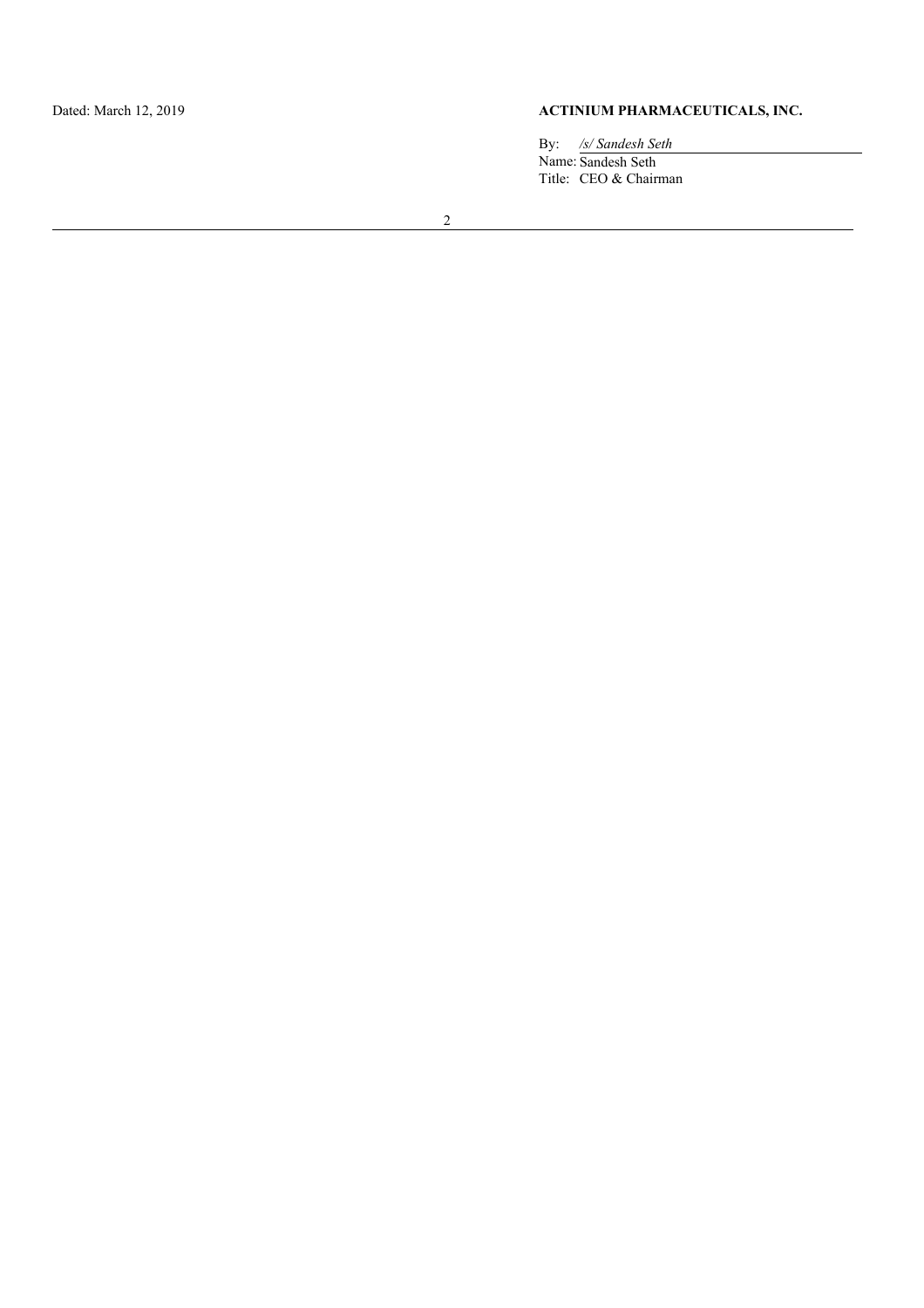Dated: March 12, 2019

**ACTINIUM PHARMACEUTICALS, INC.**

By: */s/ Sandesh Seth*
Name: Sandesh Seth
Title: CEO & Chairman